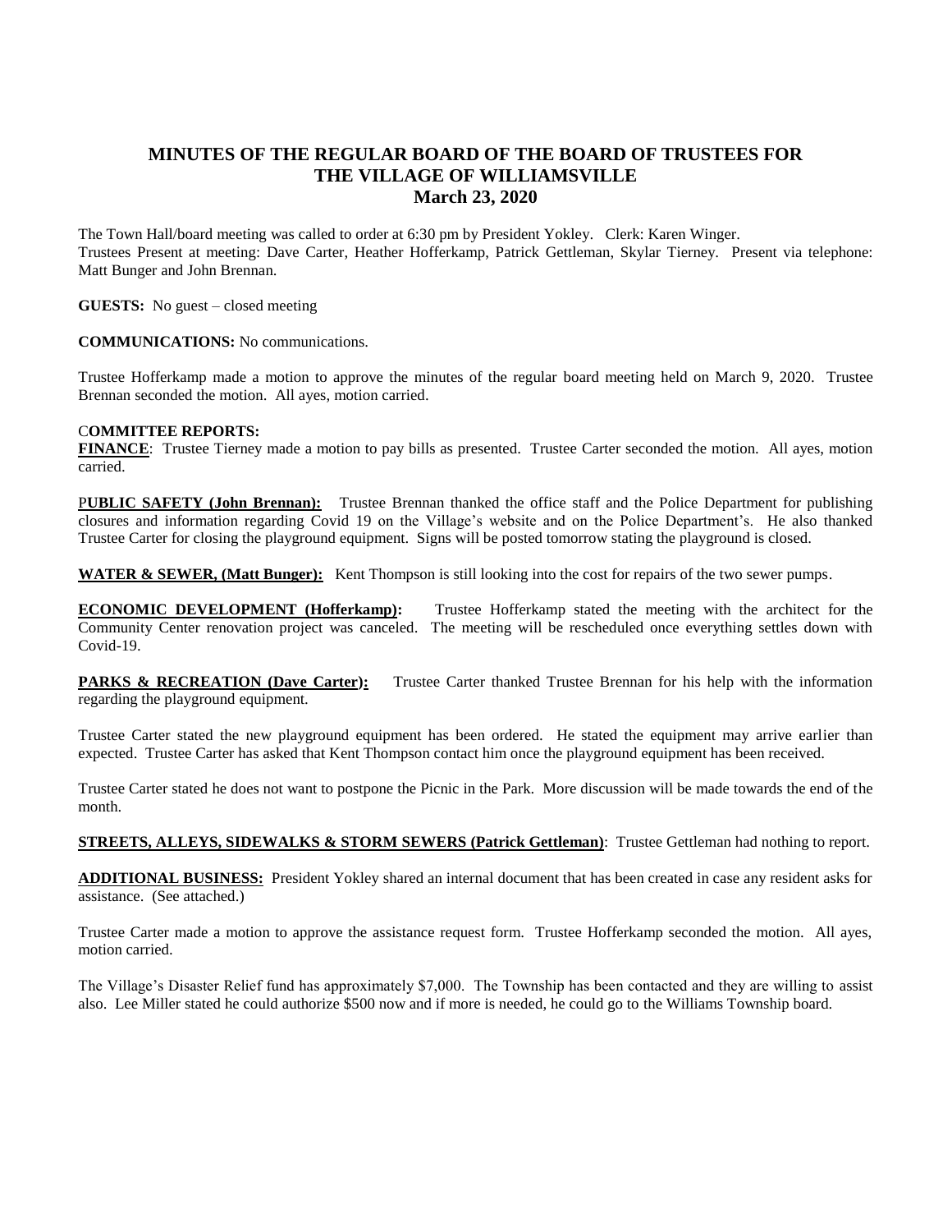# MINUTES OF THE REGULAR BOARD OF THE BOARD OF TRUSTEES FOR THE VILLAGE OF WILLIAMSVILLE
## March 23, 2020

The Town Hall/board meeting was called to order at 6:30 pm by President Yokley. Clerk: Karen Winger.
Trustees Present at meeting: Dave Carter, Heather Hofferkamp, Patrick Gettleman, Skylar Tierney. Present via telephone: Matt Bunger and John Brennan.

**GUESTS:** No guest – closed meeting

**COMMUNICATIONS:** No communications.

Trustee Hofferkamp made a motion to approve the minutes of the regular board meeting held on March 9, 2020. Trustee Brennan seconded the motion. All ayes, motion carried.

**COMMITTEE REPORTS:**

**FINANCE**: Trustee Tierney made a motion to pay bills as presented. Trustee Carter seconded the motion. All ayes, motion carried.

**PUBLIC SAFETY (John Brennan):** Trustee Brennan thanked the office staff and the Police Department for publishing closures and information regarding Covid 19 on the Village's website and on the Police Department's. He also thanked Trustee Carter for closing the playground equipment. Signs will be posted tomorrow stating the playground is closed.

**WATER & SEWER, (Matt Bunger):** Kent Thompson is still looking into the cost for repairs of the two sewer pumps.

**ECONOMIC DEVELOPMENT (Hofferkamp):** Trustee Hofferkamp stated the meeting with the architect for the Community Center renovation project was canceled. The meeting will be rescheduled once everything settles down with Covid-19.

**PARKS & RECREATION (Dave Carter):** Trustee Carter thanked Trustee Brennan for his help with the information regarding the playground equipment.

Trustee Carter stated the new playground equipment has been ordered. He stated the equipment may arrive earlier than expected. Trustee Carter has asked that Kent Thompson contact him once the playground equipment has been received.

Trustee Carter stated he does not want to postpone the Picnic in the Park. More discussion will be made towards the end of the month.

**STREETS, ALLEYS, SIDEWALKS & STORM SEWERS (Patrick Gettleman)**: Trustee Gettleman had nothing to report.

**ADDITIONAL BUSINESS:** President Yokley shared an internal document that has been created in case any resident asks for assistance. (See attached.)

Trustee Carter made a motion to approve the assistance request form. Trustee Hofferkamp seconded the motion. All ayes, motion carried.

The Village's Disaster Relief fund has approximately $7,000. The Township has been contacted and they are willing to assist also. Lee Miller stated he could authorize $500 now and if more is needed, he could go to the Williams Township board.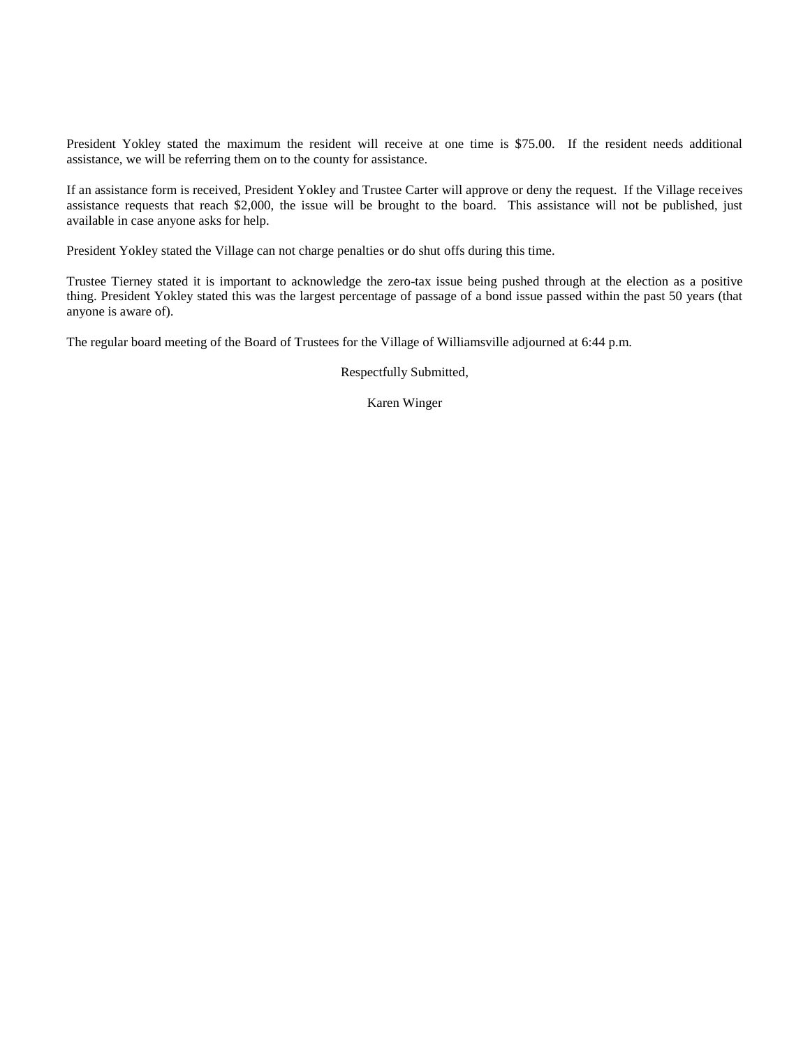President Yokley stated the maximum the resident will receive at one time is $75.00. If the resident needs additional assistance, we will be referring them on to the county for assistance.

If an assistance form is received, President Yokley and Trustee Carter will approve or deny the request. If the Village receives assistance requests that reach $2,000, the issue will be brought to the board. This assistance will not be published, just available in case anyone asks for help.

President Yokley stated the Village can not charge penalties or do shut offs during this time.

Trustee Tierney stated it is important to acknowledge the zero-tax issue being pushed through at the election as a positive thing. President Yokley stated this was the largest percentage of passage of a bond issue passed within the past 50 years (that anyone is aware of).

The regular board meeting of the Board of Trustees for the Village of Williamsville adjourned at 6:44 p.m.

Respectfully Submitted,

Karen Winger